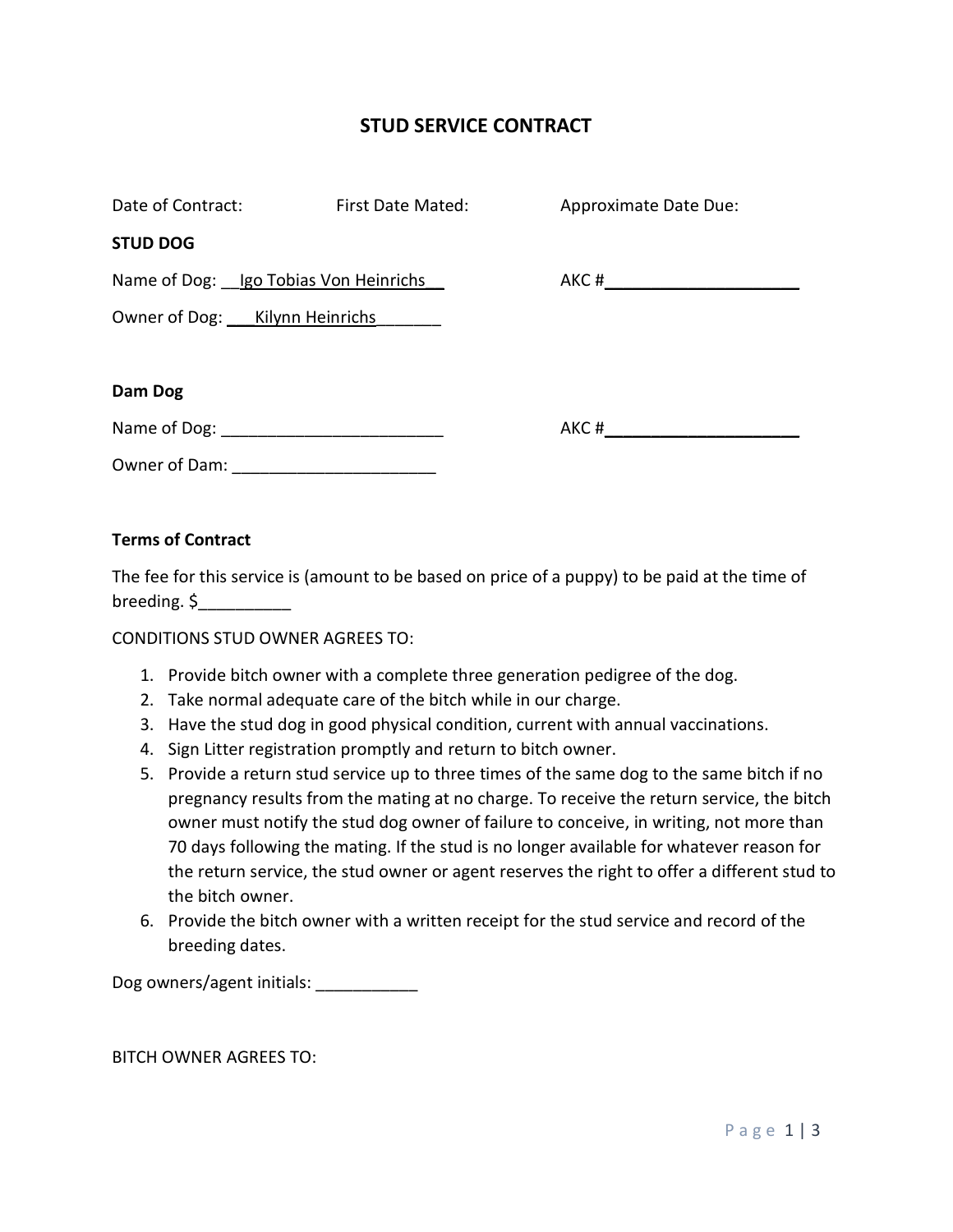# STUD SERVICE CONTRACT

Date of Contract: First Date Mated: Approximate Date Due:

**STUD DOG**

Name of Dog: __Igo Tobias Von Heinrichs__ AKC #______________________

Owner of Dog: ___Kilynn Heinrichs_______

**Dam Dog**

Name of Dog: ________________________ AKC #______________________

Owner of Dam: ______________________

**Terms of Contract**

The fee for this service is (amount to be based on price of a puppy) to be paid at the time of breeding. $__________

CONDITIONS STUD OWNER AGREES TO:

1. Provide bitch owner with a complete three generation pedigree of the dog.
2. Take normal adequate care of the bitch while in our charge.
3. Have the stud dog in good physical condition, current with annual vaccinations.
4. Sign Litter registration promptly and return to bitch owner.
5. Provide a return stud service up to three times of the same dog to the same bitch if no pregnancy results from the mating at no charge. To receive the return service, the bitch owner must notify the stud dog owner of failure to conceive, in writing, not more than 70 days following the mating. If the stud is no longer available for whatever reason for the return service, the stud owner or agent reserves the right to offer a different stud to the bitch owner.
6. Provide the bitch owner with a written receipt for the stud service and record of the breeding dates.

Dog owners/agent initials: ___________

BITCH OWNER AGREES TO: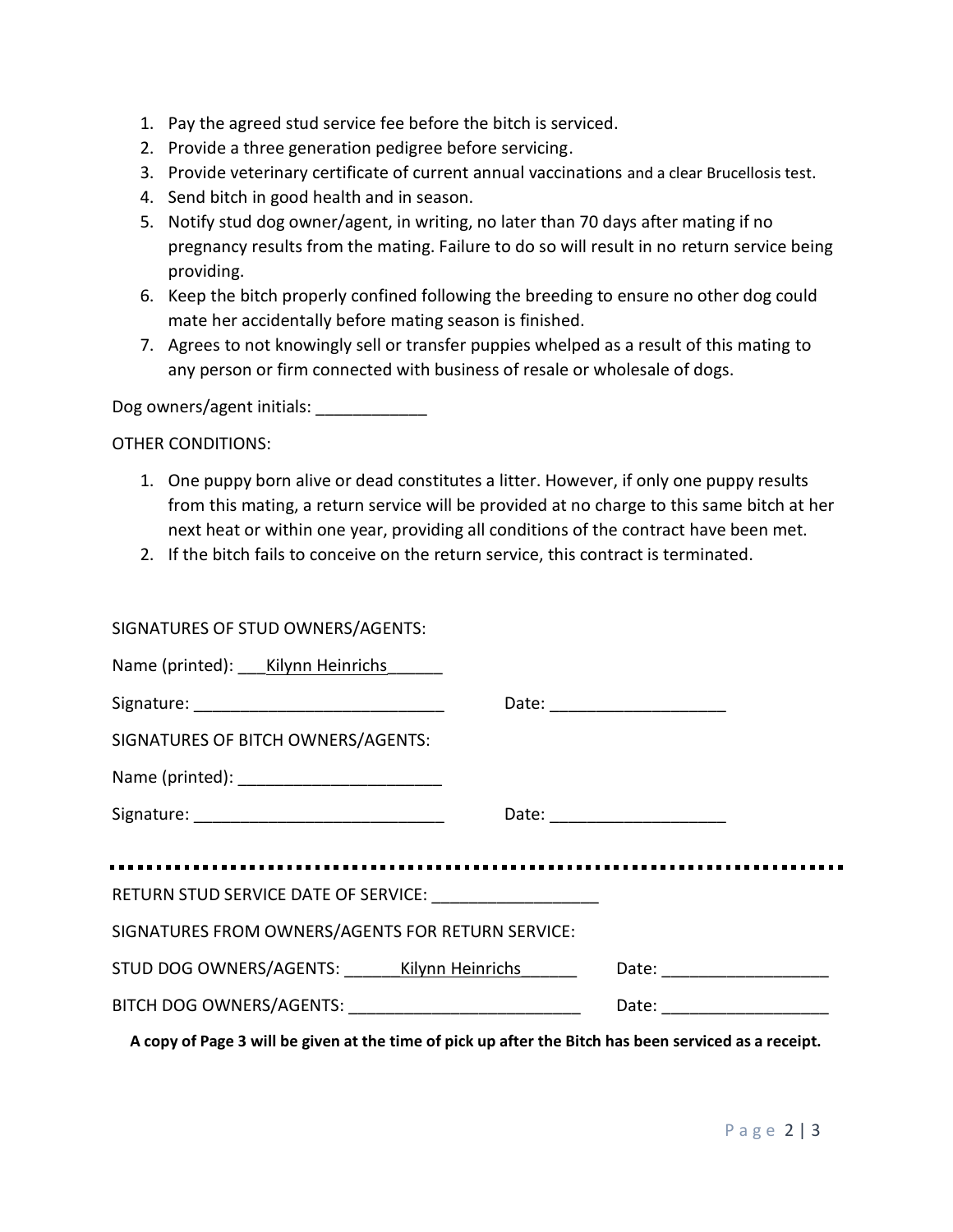1. Pay the agreed stud service fee before the bitch is serviced.
2. Provide a three generation pedigree before servicing.
3. Provide veterinary certificate of current annual vaccinations and a clear Brucellosis test.
4. Send bitch in good health and in season.
5. Notify stud dog owner/agent, in writing, no later than 70 days after mating if no pregnancy results from the mating. Failure to do so will result in no return service being providing.
6. Keep the bitch properly confined following the breeding to ensure no other dog could mate her accidentally before mating season is finished.
7. Agrees to not knowingly sell or transfer puppies whelped as a result of this mating to any person or firm connected with business of resale or wholesale of dogs.

Dog owners/agent initials: ____________

OTHER CONDITIONS:

1. One puppy born alive or dead constitutes a litter. However, if only one puppy results from this mating, a return service will be provided at no charge to this same bitch at her next heat or within one year, providing all conditions of the contract have been met.
2. If the bitch fails to conceive on the return service, this contract is terminated.

SIGNATURES OF STUD OWNERS/AGENTS:

Name (printed): ___Kilynn Heinrichs______

Signature: ___________________________ Date: ___________________

SIGNATURES OF BITCH OWNERS/AGENTS:

Name (printed): ______________________

Signature: ___________________________ Date: ___________________

---

RETURN STUD SERVICE DATE OF SERVICE: __________________

SIGNATURES FROM OWNERS/AGENTS FOR RETURN SERVICE:

STUD DOG OWNERS/AGENTS: ______Kilynn Heinrichs______ Date: __________________

BITCH DOG OWNERS/AGENTS: _________________________ Date: __________________

**A copy of Page 3 will be given at the time of pick up after the Bitch has been serviced as a receipt.**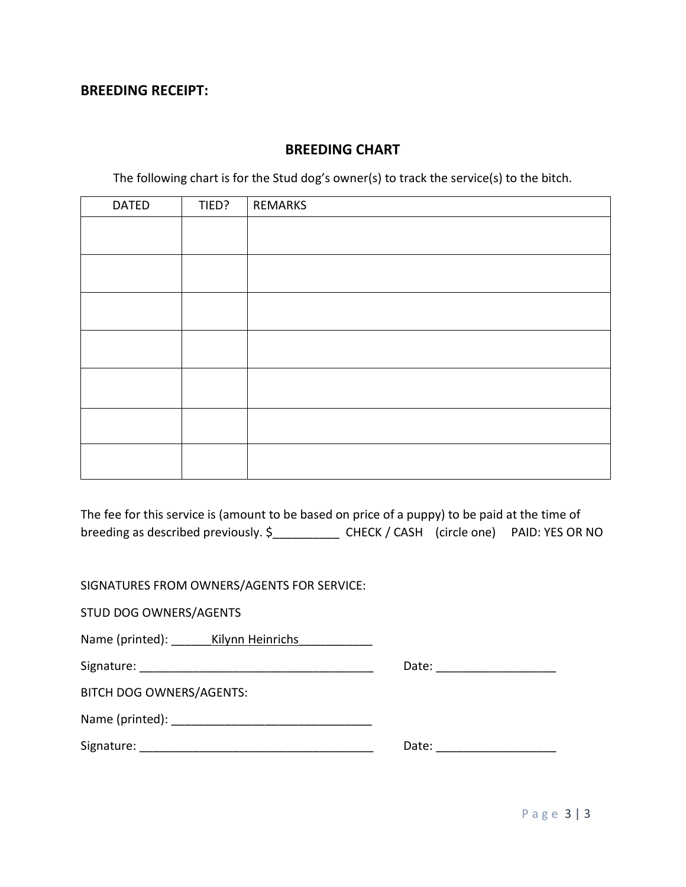**BREEDING RECEIPT:**

## BREEDING CHART

The following chart is for the Stud dog's owner(s) to track the service(s) to the bitch.

| DATED | TIED? | REMARKS |
|---|---|---|
| | | |
| | | |
| | | |
| | | |
| | | |
| | | |
| | | |

The fee for this service is (amount to be based on price of a puppy) to be paid at the time of breeding as described previously. $__________ CHECK / CASH (circle one) PAID: YES OR NO

SIGNATURES FROM OWNERS/AGENTS FOR SERVICE:

STUD DOG OWNERS/AGENTS

Name (printed): ______Kilynn Heinrichs___________

Signature: ___________________________________ Date: __________________

BITCH DOG OWNERS/AGENTS:

Name (printed): ______________________________

Signature: ___________________________________ Date: __________________